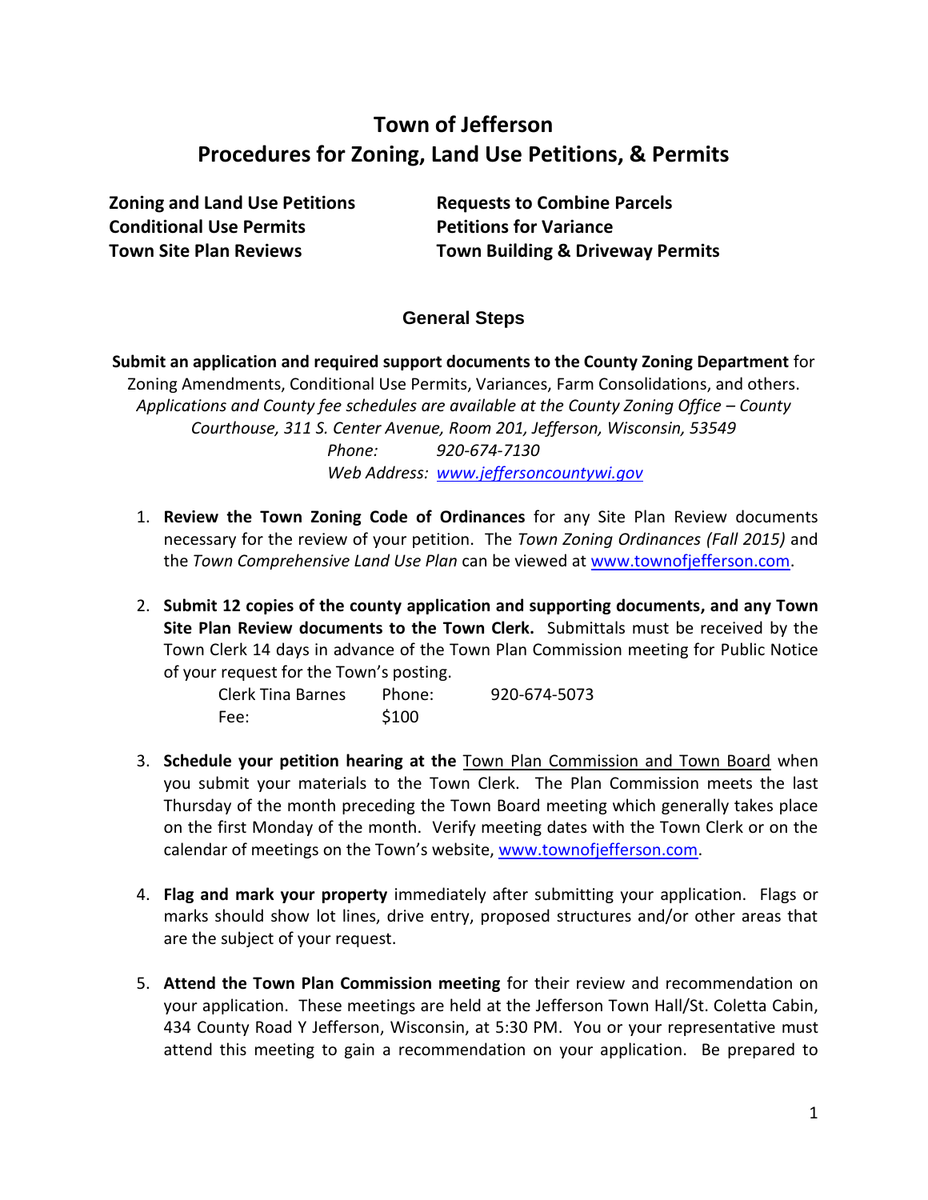# Town of Jefferson
# Procedures for Zoning, Land Use Petitions, & Permits

**Zoning and Land Use Petitions**
**Conditional Use Permits**
**Town Site Plan Reviews**
**Requests to Combine Parcels**
**Petitions for Variance**
**Town Building & Driveway Permits**

## General Steps

**Submit an application and required support documents to the County Zoning Department** for Zoning Amendments, Conditional Use Permits, Variances, Farm Consolidations, and others. *Applications and County fee schedules are available at the County Zoning Office – County Courthouse, 311 S. Center Avenue, Room 201, Jefferson, Wisconsin, 53549*

*Phone: 920-674-7130*
*Web Address: [www.jeffersoncountywi.gov](www.jeffersoncountywi.gov)*

1. **Review the Town Zoning Code of Ordinances** for any Site Plan Review documents necessary for the review of your petition. The *Town Zoning Ordinances (Fall 2015)* and the *Town Comprehensive Land Use Plan* can be viewed at [www.townofjefferson.com](www.townofjefferson.com).

2. **Submit 12 copies of the county application and supporting documents, and any Town Site Plan Review documents to the Town Clerk.** Submittals must be received by the Town Clerk 14 days in advance of the Town Plan Commission meeting for Public Notice of your request for the Town's posting.

   Clerk Tina Barnes     Phone:     920-674-5073
   Fee:     $100

3. **Schedule your petition hearing at the** Town Plan Commission and Town Board when you submit your materials to the Town Clerk. The Plan Commission meets the last Thursday of the month preceding the Town Board meeting which generally takes place on the first Monday of the month. Verify meeting dates with the Town Clerk or on the calendar of meetings on the Town's website, [www.townofjefferson.com](www.townofjefferson.com).

4. **Flag and mark your property** immediately after submitting your application. Flags or marks should show lot lines, drive entry, proposed structures and/or other areas that are the subject of your request.

5. **Attend the Town Plan Commission meeting** for their review and recommendation on your application. These meetings are held at the Jefferson Town Hall/St. Coletta Cabin, 434 County Road Y Jefferson, Wisconsin, at 5:30 PM. You or your representative must attend this meeting to gain a recommendation on your application. Be prepared to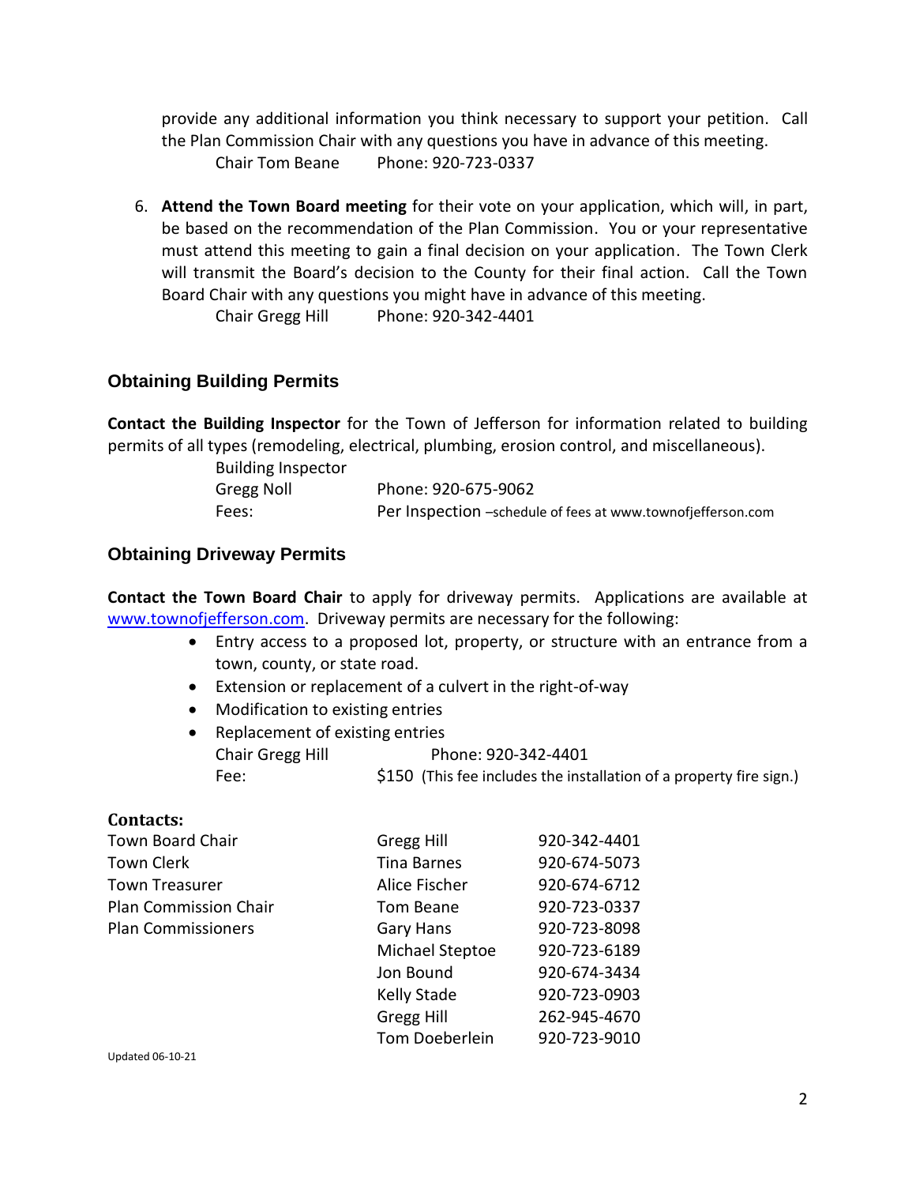provide any additional information you think necessary to support your petition. Call the Plan Commission Chair with any questions you have in advance of this meeting.

Chair Tom Beane Phone: 920-723-0337

6. **Attend the Town Board meeting** for their vote on your application, which will, in part, be based on the recommendation of the Plan Commission. You or your representative must attend this meeting to gain a final decision on your application. The Town Clerk will transmit the Board's decision to the County for their final action. Call the Town Board Chair with any questions you might have in advance of this meeting.

   Chair Gregg Hill Phone: 920-342-4401

### Obtaining Building Permits

**Contact the Building Inspector** for the Town of Jefferson for information related to building permits of all types (remodeling, electrical, plumbing, erosion control, and miscellaneous).

Building Inspector
Gregg Noll Phone: 920-675-9062
Fees: Per Inspection –schedule of fees at www.townofjefferson.com

### Obtaining Driveway Permits

**Contact the Town Board Chair** to apply for driveway permits. Applications are available at www.townofjefferson.com. Driveway permits are necessary for the following:

- Entry access to a proposed lot, property, or structure with an entrance from a town, county, or state road.
- Extension or replacement of a culvert in the right-of-way
- Modification to existing entries
- Replacement of existing entries

Chair Gregg Hill Phone: 920-342-4401
Fee: $150 (This fee includes the installation of a property fire sign.)

**Contacts:**

| | | |
|---|---|---|
| Town Board Chair | Gregg Hill | 920-342-4401 |
| Town Clerk | Tina Barnes | 920-674-5073 |
| Town Treasurer | Alice Fischer | 920-674-6712 |
| Plan Commission Chair | Tom Beane | 920-723-0337 |
| Plan Commissioners | Gary Hans | 920-723-8098 |
| | Michael Steptoe | 920-723-6189 |
| | Jon Bound | 920-674-3434 |
| | Kelly Stade | 920-723-0903 |
| | Gregg Hill | 262-945-4670 |
| | Tom Doeberlein | 920-723-9010 |

Updated 06-10-21